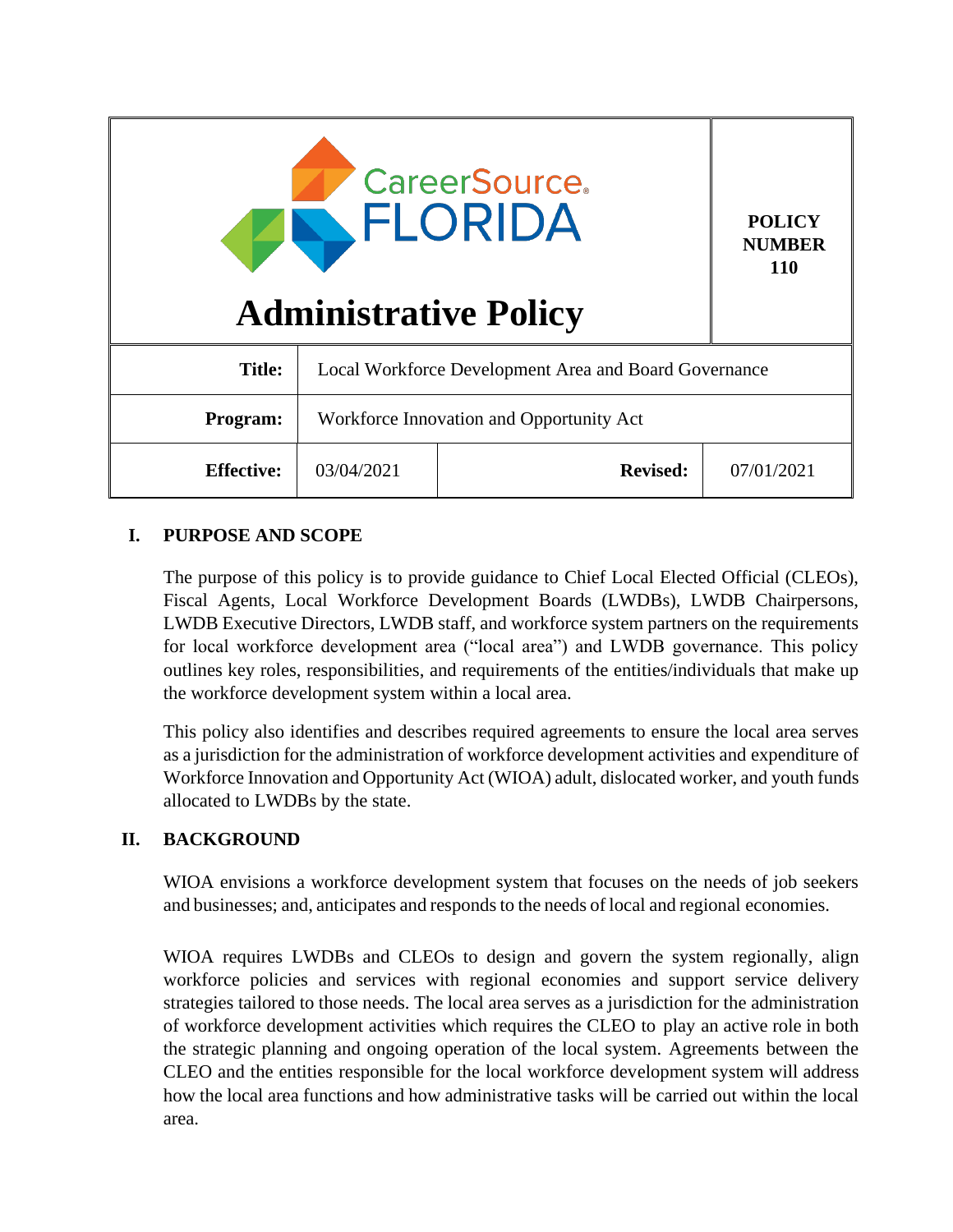| CareerSource FLORIDA<br>**Administrative Policy** | | | **POLICY NUMBER 110** |
|---|---|---|---|
| **Title:** | Local Workforce Development Area and Board Governance | | |
| **Program:** | Workforce Innovation and Opportunity Act | | |
| **Effective:** | 03/04/2021 | **Revised:** | 07/01/2021 |

## I. PURPOSE AND SCOPE

The purpose of this policy is to provide guidance to Chief Local Elected Official (CLEOs), Fiscal Agents, Local Workforce Development Boards (LWDBs), LWDB Chairpersons, LWDB Executive Directors, LWDB staff, and workforce system partners on the requirements for local workforce development area ("local area") and LWDB governance. This policy outlines key roles, responsibilities, and requirements of the entities/individuals that make up the workforce development system within a local area.

This policy also identifies and describes required agreements to ensure the local area serves as a jurisdiction for the administration of workforce development activities and expenditure of Workforce Innovation and Opportunity Act (WIOA) adult, dislocated worker, and youth funds allocated to LWDBs by the state.

## II. BACKGROUND

WIOA envisions a workforce development system that focuses on the needs of job seekers and businesses; and, anticipates and responds to the needs of local and regional economies.

WIOA requires LWDBs and CLEOs to design and govern the system regionally, align workforce policies and services with regional economies and support service delivery strategies tailored to those needs. The local area serves as a jurisdiction for the administration of workforce development activities which requires the CLEO to play an active role in both the strategic planning and ongoing operation of the local system. Agreements between the CLEO and the entities responsible for the local workforce development system will address how the local area functions and how administrative tasks will be carried out within the local area.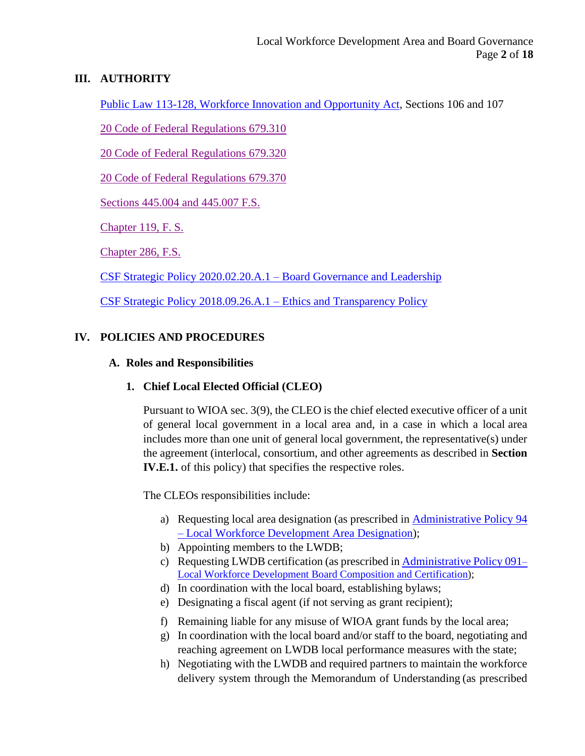## III. AUTHORITY

Public Law 113-128, Workforce Innovation and Opportunity Act, Sections 106 and 107

20 Code of Federal Regulations 679.310

20 Code of Federal Regulations 679.320

20 Code of Federal Regulations 679.370

Sections 445.004 and 445.007 F.S.

Chapter 119, F. S.

Chapter 286, F.S.

CSF Strategic Policy 2020.02.20.A.1 – Board Governance and Leadership

CSF Strategic Policy 2018.09.26.A.1 – Ethics and Transparency Policy

## IV. POLICIES AND PROCEDURES

### A. Roles and Responsibilities

#### 1. Chief Local Elected Official (CLEO)

Pursuant to WIOA sec. 3(9), the CLEO is the chief elected executive officer of a unit of general local government in a local area and, in a case in which a local area includes more than one unit of general local government, the representative(s) under the agreement (interlocal, consortium, and other agreements as described in **Section IV.E.1.** of this policy) that specifies the respective roles.

The CLEOs responsibilities include:

a) Requesting local area designation (as prescribed in Administrative Policy 94 – Local Workforce Development Area Designation);
b) Appointing members to the LWDB;
c) Requesting LWDB certification (as prescribed in Administrative Policy 091– Local Workforce Development Board Composition and Certification);
d) In coordination with the local board, establishing bylaws;
e) Designating a fiscal agent (if not serving as grant recipient);
f) Remaining liable for any misuse of WIOA grant funds by the local area;
g) In coordination with the local board and/or staff to the board, negotiating and reaching agreement on LWDB local performance measures with the state;
h) Negotiating with the LWDB and required partners to maintain the workforce delivery system through the Memorandum of Understanding (as prescribed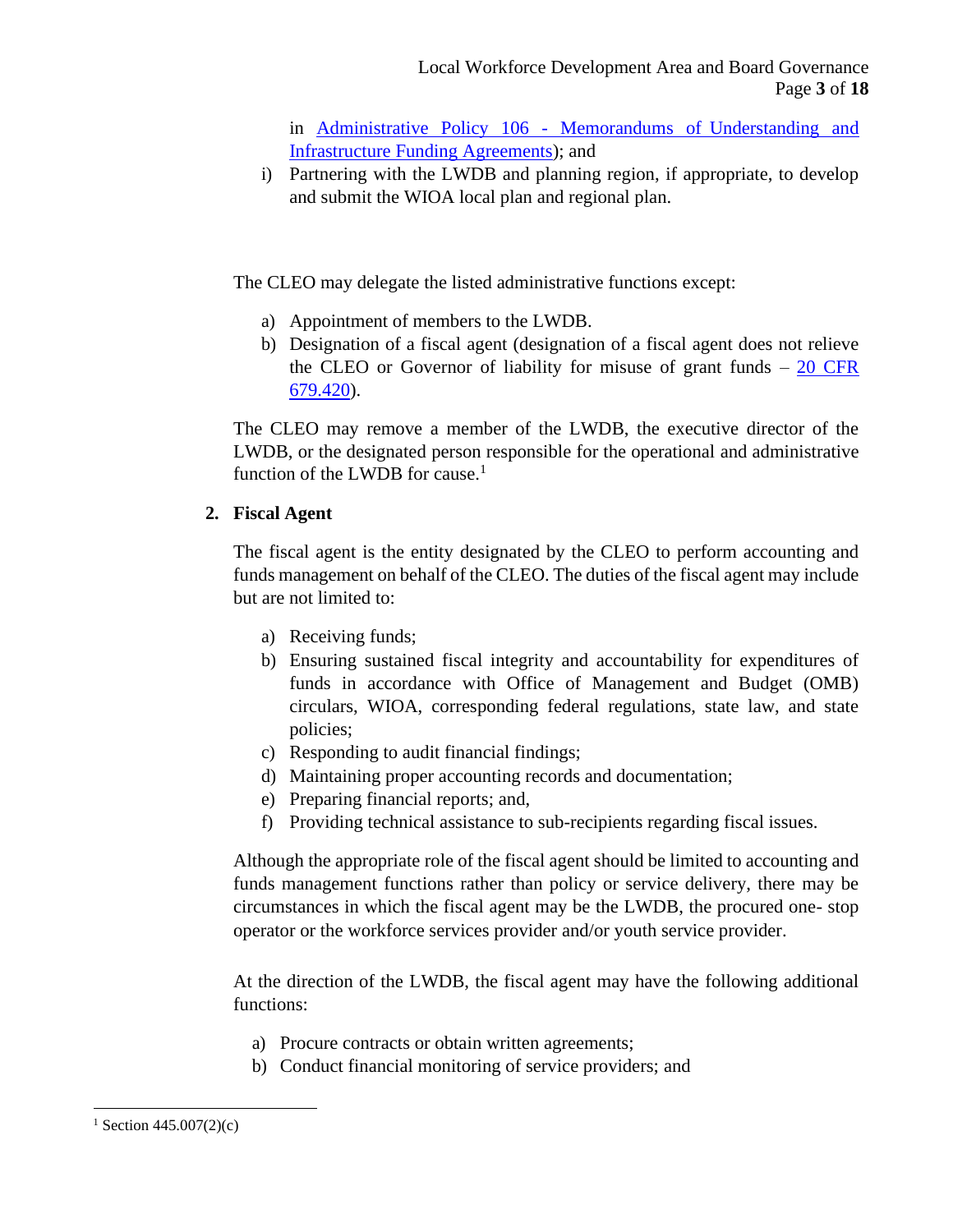in [Administrative Policy 106 - Memorandums of Understanding and Infrastructure Funding Agreements](); and

i) Partnering with the LWDB and planning region, if appropriate, to develop and submit the WIOA local plan and regional plan.

The CLEO may delegate the listed administrative functions except:

a) Appointment of members to the LWDB.
b) Designation of a fiscal agent (designation of a fiscal agent does not relieve the CLEO or Governor of liability for misuse of grant funds – [20 CFR 679.420]()).

The CLEO may remove a member of the LWDB, the executive director of the LWDB, or the designated person responsible for the operational and administrative function of the LWDB for cause.[1]

## 2. Fiscal Agent

The fiscal agent is the entity designated by the CLEO to perform accounting and funds management on behalf of the CLEO. The duties of the fiscal agent may include but are not limited to:

a) Receiving funds;
b) Ensuring sustained fiscal integrity and accountability for expenditures of funds in accordance with Office of Management and Budget (OMB) circulars, WIOA, corresponding federal regulations, state law, and state policies;
c) Responding to audit financial findings;
d) Maintaining proper accounting records and documentation;
e) Preparing financial reports; and,
f) Providing technical assistance to sub-recipients regarding fiscal issues.

Although the appropriate role of the fiscal agent should be limited to accounting and funds management functions rather than policy or service delivery, there may be circumstances in which the fiscal agent may be the LWDB, the procured one- stop operator or the workforce services provider and/or youth service provider.

At the direction of the LWDB, the fiscal agent may have the following additional functions:

a) Procure contracts or obtain written agreements;
b) Conduct financial monitoring of service providers; and

[1] Section 445.007(2)(c)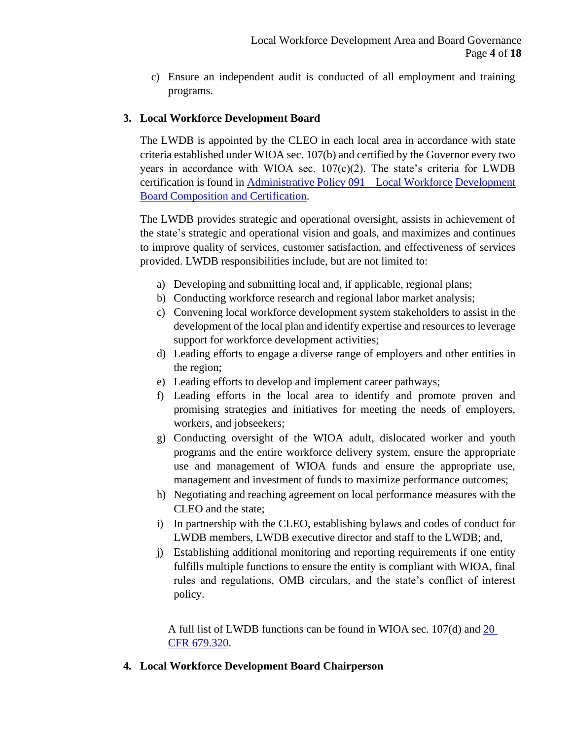c) Ensure an independent audit is conducted of all employment and training programs.

## 3. Local Workforce Development Board

The LWDB is appointed by the CLEO in each local area in accordance with state criteria established under WIOA sec. 107(b) and certified by the Governor every two years in accordance with WIOA sec. 107(c)(2). The state's criteria for LWDB certification is found in [Administrative Policy 091 – Local Workforce Development Board Composition and Certification]().

The LWDB provides strategic and operational oversight, assists in achievement of the state's strategic and operational vision and goals, and maximizes and continues to improve quality of services, customer satisfaction, and effectiveness of services provided. LWDB responsibilities include, but are not limited to:

a) Developing and submitting local and, if applicable, regional plans;
b) Conducting workforce research and regional labor market analysis;
c) Convening local workforce development system stakeholders to assist in the development of the local plan and identify expertise and resources to leverage support for workforce development activities;
d) Leading efforts to engage a diverse range of employers and other entities in the region;
e) Leading efforts to develop and implement career pathways;
f) Leading efforts in the local area to identify and promote proven and promising strategies and initiatives for meeting the needs of employers, workers, and jobseekers;
g) Conducting oversight of the WIOA adult, dislocated worker and youth programs and the entire workforce delivery system, ensure the appropriate use and management of WIOA funds and ensure the appropriate use, management and investment of funds to maximize performance outcomes;
h) Negotiating and reaching agreement on local performance measures with the CLEO and the state;
i) In partnership with the CLEO, establishing bylaws and codes of conduct for LWDB members, LWDB executive director and staff to the LWDB; and,
j) Establishing additional monitoring and reporting requirements if one entity fulfills multiple functions to ensure the entity is compliant with WIOA, final rules and regulations, OMB circulars, and the state's conflict of interest policy.

A full list of LWDB functions can be found in WIOA sec. 107(d) and [20 CFR 679.320]().

## 4. Local Workforce Development Board Chairperson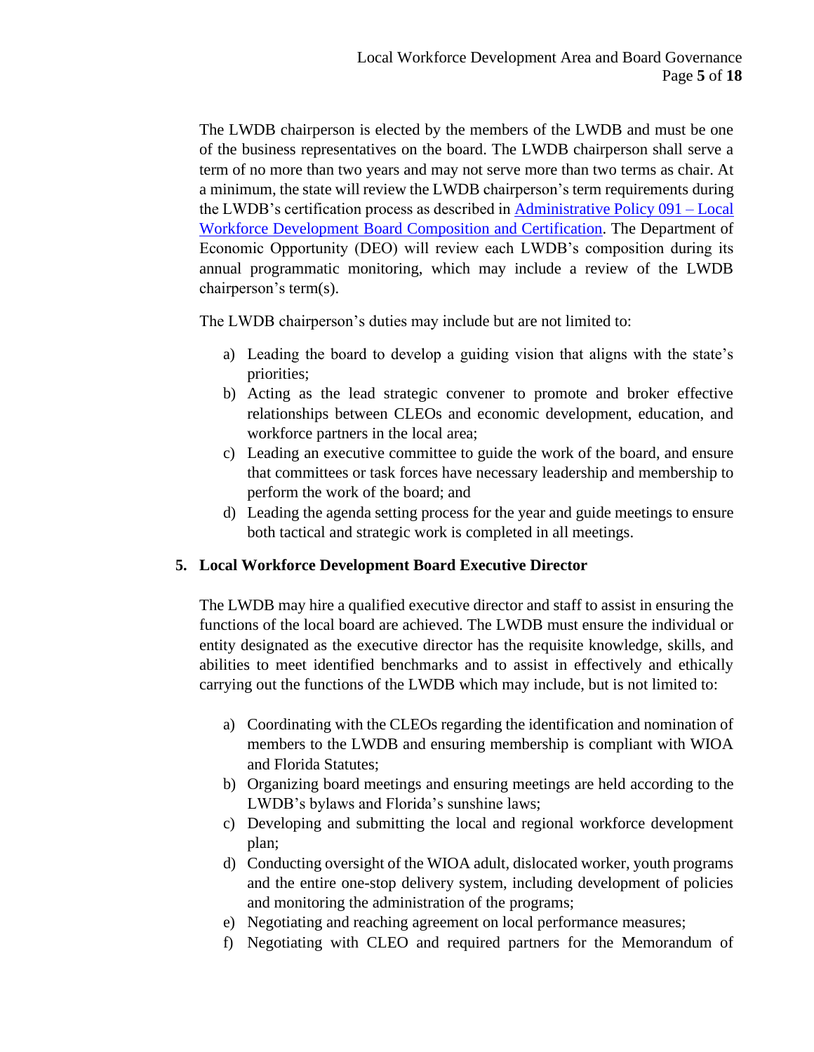The LWDB chairperson is elected by the members of the LWDB and must be one of the business representatives on the board. The LWDB chairperson shall serve a term of no more than two years and may not serve more than two terms as chair. At a minimum, the state will review the LWDB chairperson's term requirements during the LWDB's certification process as described in [Administrative Policy 091 – Local Workforce Development Board Composition and Certification](). The Department of Economic Opportunity (DEO) will review each LWDB's composition during its annual programmatic monitoring, which may include a review of the LWDB chairperson's term(s).

The LWDB chairperson's duties may include but are not limited to:

a) Leading the board to develop a guiding vision that aligns with the state's priorities;
b) Acting as the lead strategic convener to promote and broker effective relationships between CLEOs and economic development, education, and workforce partners in the local area;
c) Leading an executive committee to guide the work of the board, and ensure that committees or task forces have necessary leadership and membership to perform the work of the board; and
d) Leading the agenda setting process for the year and guide meetings to ensure both tactical and strategic work is completed in all meetings.

## 5. Local Workforce Development Board Executive Director

The LWDB may hire a qualified executive director and staff to assist in ensuring the functions of the local board are achieved. The LWDB must ensure the individual or entity designated as the executive director has the requisite knowledge, skills, and abilities to meet identified benchmarks and to assist in effectively and ethically carrying out the functions of the LWDB which may include, but is not limited to:

a) Coordinating with the CLEOs regarding the identification and nomination of members to the LWDB and ensuring membership is compliant with WIOA and Florida Statutes;
b) Organizing board meetings and ensuring meetings are held according to the LWDB's bylaws and Florida's sunshine laws;
c) Developing and submitting the local and regional workforce development plan;
d) Conducting oversight of the WIOA adult, dislocated worker, youth programs and the entire one-stop delivery system, including development of policies and monitoring the administration of the programs;
e) Negotiating and reaching agreement on local performance measures;
f) Negotiating with CLEO and required partners for the Memorandum of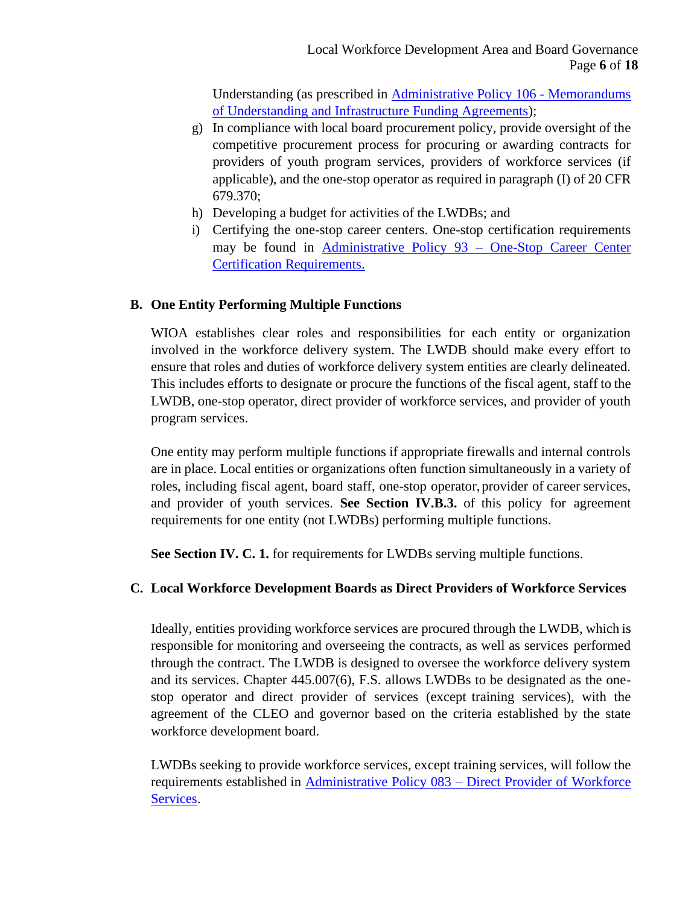Understanding (as prescribed in Administrative Policy 106 - Memorandums of Understanding and Infrastructure Funding Agreements);

g) In compliance with local board procurement policy, provide oversight of the competitive procurement process for procuring or awarding contracts for providers of youth program services, providers of workforce services (if applicable), and the one-stop operator as required in paragraph (I) of 20 CFR 679.370;

h) Developing a budget for activities of the LWDBs; and

i) Certifying the one-stop career centers. One-stop certification requirements may be found in Administrative Policy 93 – One-Stop Career Center Certification Requirements.

## B. One Entity Performing Multiple Functions

WIOA establishes clear roles and responsibilities for each entity or organization involved in the workforce delivery system. The LWDB should make every effort to ensure that roles and duties of workforce delivery system entities are clearly delineated. This includes efforts to designate or procure the functions of the fiscal agent, staff to the LWDB, one-stop operator, direct provider of workforce services, and provider of youth program services.

One entity may perform multiple functions if appropriate firewalls and internal controls are in place. Local entities or organizations often function simultaneously in a variety of roles, including fiscal agent, board staff, one-stop operator, provider of career services, and provider of youth services. **See Section IV.B.3.** of this policy for agreement requirements for one entity (not LWDBs) performing multiple functions.

**See Section IV. C. 1.** for requirements for LWDBs serving multiple functions.

## C. Local Workforce Development Boards as Direct Providers of Workforce Services

Ideally, entities providing workforce services are procured through the LWDB, which is responsible for monitoring and overseeing the contracts, as well as services performed through the contract. The LWDB is designed to oversee the workforce delivery system and its services. Chapter 445.007(6), F.S. allows LWDBs to be designated as the one-stop operator and direct provider of services (except training services), with the agreement of the CLEO and governor based on the criteria established by the state workforce development board.

LWDBs seeking to provide workforce services, except training services, will follow the requirements established in Administrative Policy 083 – Direct Provider of Workforce Services.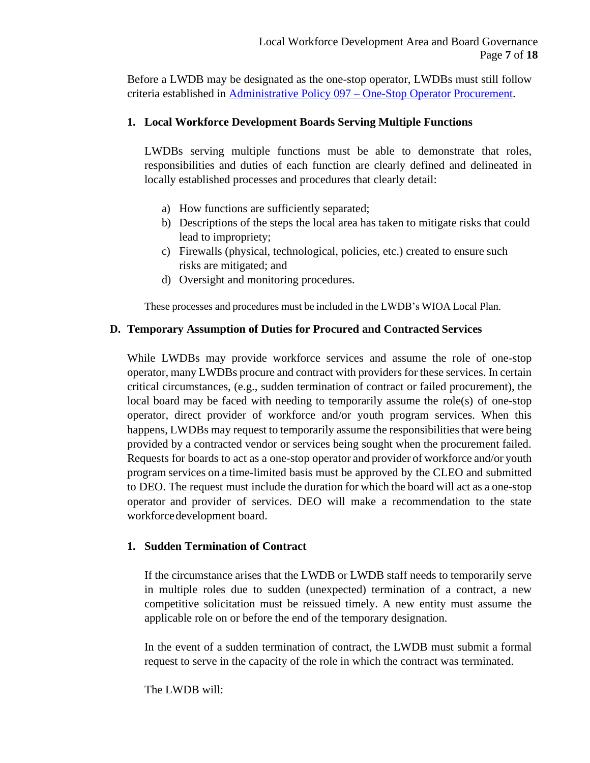Before a LWDB may be designated as the one-stop operator, LWDBs must still follow criteria established in [Administrative Policy 097 – One-Stop Operator Procurement].

### 1. Local Workforce Development Boards Serving Multiple Functions

LWDBs serving multiple functions must be able to demonstrate that roles, responsibilities and duties of each function are clearly defined and delineated in locally established processes and procedures that clearly detail:

a) How functions are sufficiently separated;
b) Descriptions of the steps the local area has taken to mitigate risks that could lead to impropriety;
c) Firewalls (physical, technological, policies, etc.) created to ensure such risks are mitigated; and
d) Oversight and monitoring procedures.

These processes and procedures must be included in the LWDB's WIOA Local Plan.

## D. Temporary Assumption of Duties for Procured and Contracted Services

While LWDBs may provide workforce services and assume the role of one-stop operator, many LWDBs procure and contract with providers for these services. In certain critical circumstances, (e.g., sudden termination of contract or failed procurement), the local board may be faced with needing to temporarily assume the role(s) of one-stop operator, direct provider of workforce and/or youth program services. When this happens, LWDBs may request to temporarily assume the responsibilities that were being provided by a contracted vendor or services being sought when the procurement failed. Requests for boards to act as a one-stop operator and provider of workforce and/or youth program services on a time-limited basis must be approved by the CLEO and submitted to DEO. The request must include the duration for which the board will act as a one-stop operator and provider of services. DEO will make a recommendation to the state workforce development board.

### 1. Sudden Termination of Contract

If the circumstance arises that the LWDB or LWDB staff needs to temporarily serve in multiple roles due to sudden (unexpected) termination of a contract, a new competitive solicitation must be reissued timely. A new entity must assume the applicable role on or before the end of the temporary designation.

In the event of a sudden termination of contract, the LWDB must submit a formal request to serve in the capacity of the role in which the contract was terminated.

The LWDB will: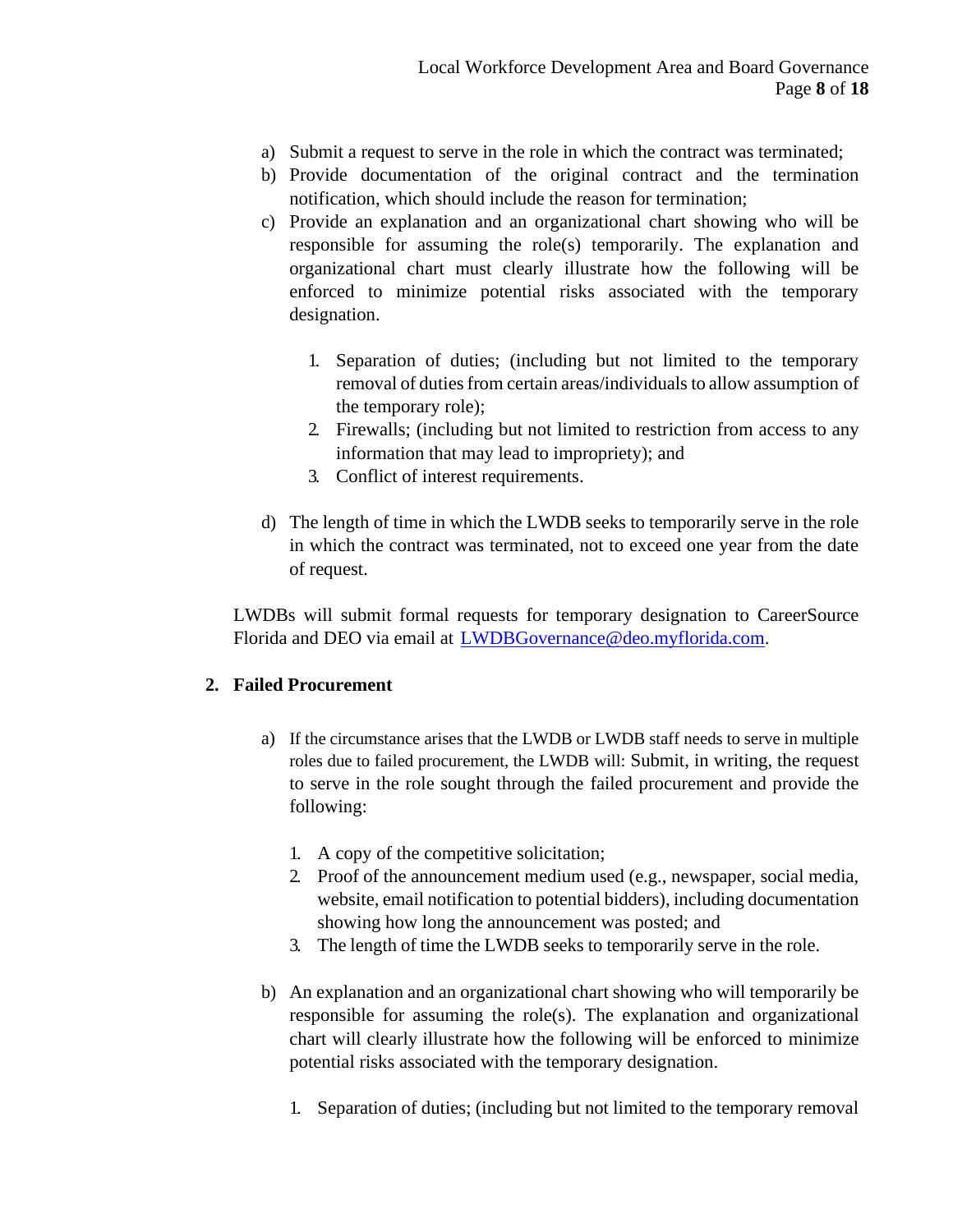a) Submit a request to serve in the role in which the contract was terminated;
b) Provide documentation of the original contract and the termination notification, which should include the reason for termination;
c) Provide an explanation and an organizational chart showing who will be responsible for assuming the role(s) temporarily. The explanation and organizational chart must clearly illustrate how the following will be enforced to minimize potential risks associated with the temporary designation.

    1. Separation of duties; (including but not limited to the temporary removal of duties from certain areas/individuals to allow assumption of the temporary role);
    2. Firewalls; (including but not limited to restriction from access to any information that may lead to impropriety); and
    3. Conflict of interest requirements.

d) The length of time in which the LWDB seeks to temporarily serve in the role in which the contract was terminated, not to exceed one year from the date of request.

LWDBs will submit formal requests for temporary designation to CareerSource Florida and DEO via email at LWDBGovernance@deo.myflorida.com.

**2. Failed Procurement**

a) If the circumstance arises that the LWDB or LWDB staff needs to serve in multiple roles due to failed procurement, the LWDB will: Submit, in writing, the request to serve in the role sought through the failed procurement and provide the following:

    1. A copy of the competitive solicitation;
    2. Proof of the announcement medium used (e.g., newspaper, social media, website, email notification to potential bidders), including documentation showing how long the announcement was posted; and
    3. The length of time the LWDB seeks to temporarily serve in the role.

b) An explanation and an organizational chart showing who will temporarily be responsible for assuming the role(s). The explanation and organizational chart will clearly illustrate how the following will be enforced to minimize potential risks associated with the temporary designation.

    1. Separation of duties; (including but not limited to the temporary removal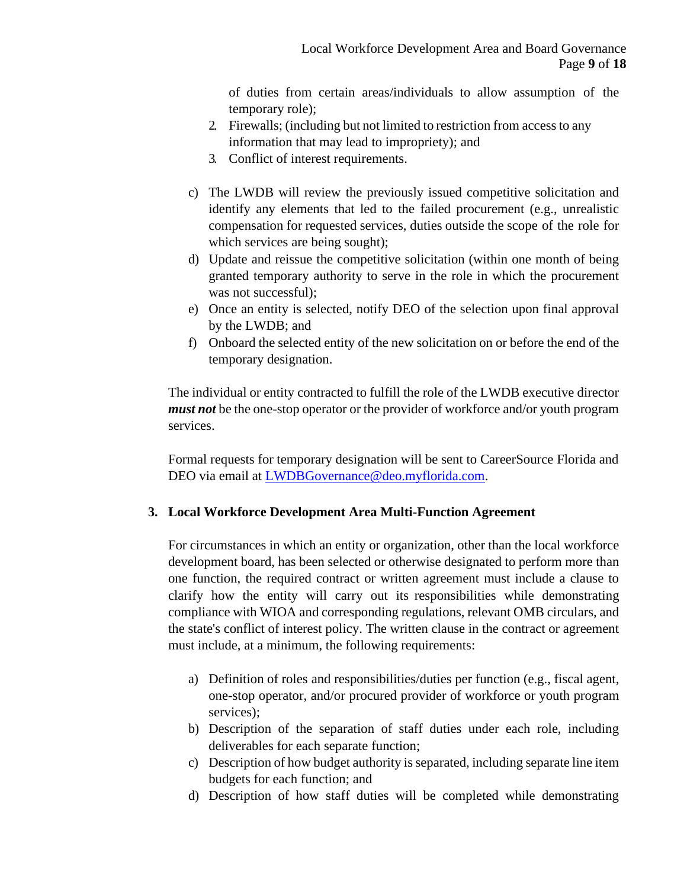of duties from certain areas/individuals to allow assumption of the temporary role);

2. Firewalls; (including but not limited to restriction from access to any information that may lead to impropriety); and
3. Conflict of interest requirements.

c) The LWDB will review the previously issued competitive solicitation and identify any elements that led to the failed procurement (e.g., unrealistic compensation for requested services, duties outside the scope of the role for which services are being sought);

d) Update and reissue the competitive solicitation (within one month of being granted temporary authority to serve in the role in which the procurement was not successful);

e) Once an entity is selected, notify DEO of the selection upon final approval by the LWDB; and

f) Onboard the selected entity of the new solicitation on or before the end of the temporary designation.

The individual or entity contracted to fulfill the role of the LWDB executive director ***must not*** be the one-stop operator or the provider of workforce and/or youth program services.

Formal requests for temporary designation will be sent to CareerSource Florida and DEO via email at [LWDBGovernance@deo.myflorida.com](mailto:LWDBGovernance@deo.myflorida.com).

### 3. Local Workforce Development Area Multi-Function Agreement

For circumstances in which an entity or organization, other than the local workforce development board, has been selected or otherwise designated to perform more than one function, the required contract or written agreement must include a clause to clarify how the entity will carry out its responsibilities while demonstrating compliance with WIOA and corresponding regulations, relevant OMB circulars, and the state's conflict of interest policy. The written clause in the contract or agreement must include, at a minimum, the following requirements:

a) Definition of roles and responsibilities/duties per function (e.g., fiscal agent, one-stop operator, and/or procured provider of workforce or youth program services);

b) Description of the separation of staff duties under each role, including deliverables for each separate function;

c) Description of how budget authority is separated, including separate line item budgets for each function; and

d) Description of how staff duties will be completed while demonstrating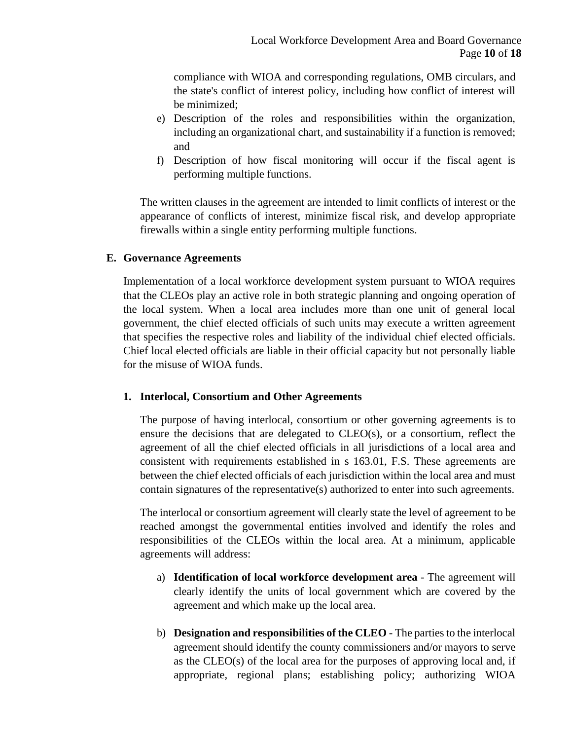compliance with WIOA and corresponding regulations, OMB circulars, and the state's conflict of interest policy, including how conflict of interest will be minimized;

e) Description of the roles and responsibilities within the organization, including an organizational chart, and sustainability if a function is removed; and

f) Description of how fiscal monitoring will occur if the fiscal agent is performing multiple functions.

The written clauses in the agreement are intended to limit conflicts of interest or the appearance of conflicts of interest, minimize fiscal risk, and develop appropriate firewalls within a single entity performing multiple functions.

### E. Governance Agreements

Implementation of a local workforce development system pursuant to WIOA requires that the CLEOs play an active role in both strategic planning and ongoing operation of the local system. When a local area includes more than one unit of general local government, the chief elected officials of such units may execute a written agreement that specifies the respective roles and liability of the individual chief elected officials. Chief local elected officials are liable in their official capacity but not personally liable for the misuse of WIOA funds.

#### 1. Interlocal, Consortium and Other Agreements

The purpose of having interlocal, consortium or other governing agreements is to ensure the decisions that are delegated to CLEO(s), or a consortium, reflect the agreement of all the chief elected officials in all jurisdictions of a local area and consistent with requirements established in s 163.01, F.S. These agreements are between the chief elected officials of each jurisdiction within the local area and must contain signatures of the representative(s) authorized to enter into such agreements.

The interlocal or consortium agreement will clearly state the level of agreement to be reached amongst the governmental entities involved and identify the roles and responsibilities of the CLEOs within the local area. At a minimum, applicable agreements will address:

a) **Identification of local workforce development area** - The agreement will clearly identify the units of local government which are covered by the agreement and which make up the local area.

b) **Designation and responsibilities of the CLEO** - The parties to the interlocal agreement should identify the county commissioners and/or mayors to serve as the CLEO(s) of the local area for the purposes of approving local and, if appropriate, regional plans; establishing policy; authorizing WIOA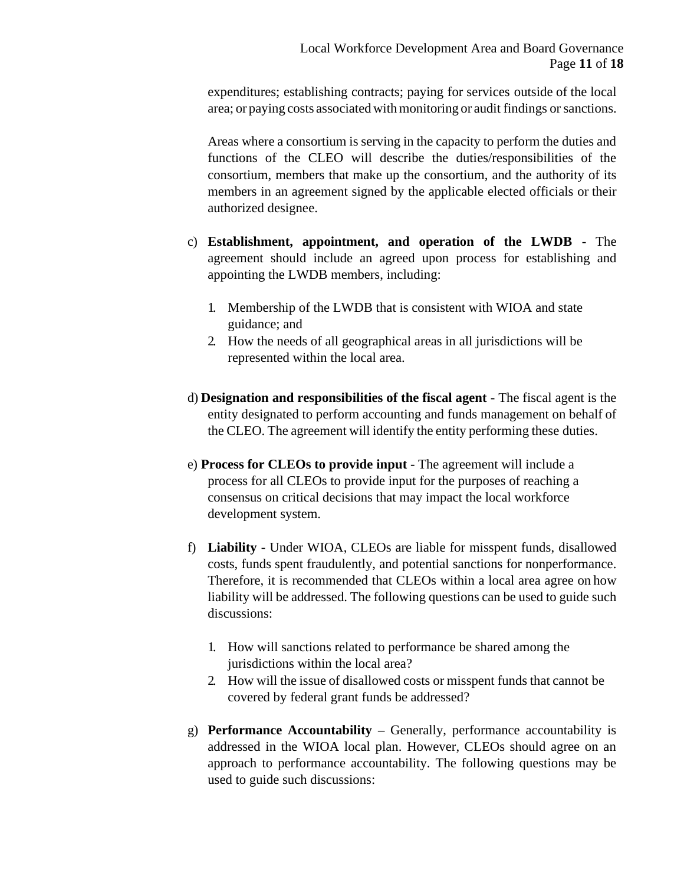expenditures; establishing contracts; paying for services outside of the local area; or paying costs associated with monitoring or audit findings or sanctions.

Areas where a consortium is serving in the capacity to perform the duties and functions of the CLEO will describe the duties/responsibilities of the consortium, members that make up the consortium, and the authority of its members in an agreement signed by the applicable elected officials or their authorized designee.

c) **Establishment, appointment, and operation of the LWDB** - The agreement should include an agreed upon process for establishing and appointing the LWDB members, including:

   1. Membership of the LWDB that is consistent with WIOA and state guidance; and
   2. How the needs of all geographical areas in all jurisdictions will be represented within the local area.

d) **Designation and responsibilities of the fiscal agent** - The fiscal agent is the entity designated to perform accounting and funds management on behalf of the CLEO. The agreement will identify the entity performing these duties.

e) **Process for CLEOs to provide input** - The agreement will include a process for all CLEOs to provide input for the purposes of reaching a consensus on critical decisions that may impact the local workforce development system.

f) **Liability -** Under WIOA, CLEOs are liable for misspent funds, disallowed costs, funds spent fraudulently, and potential sanctions for nonperformance. Therefore, it is recommended that CLEOs within a local area agree on how liability will be addressed. The following questions can be used to guide such discussions:

   1. How will sanctions related to performance be shared among the jurisdictions within the local area?
   2. How will the issue of disallowed costs or misspent funds that cannot be covered by federal grant funds be addressed?

g) **Performance Accountability –** Generally, performance accountability is addressed in the WIOA local plan. However, CLEOs should agree on an approach to performance accountability. The following questions may be used to guide such discussions: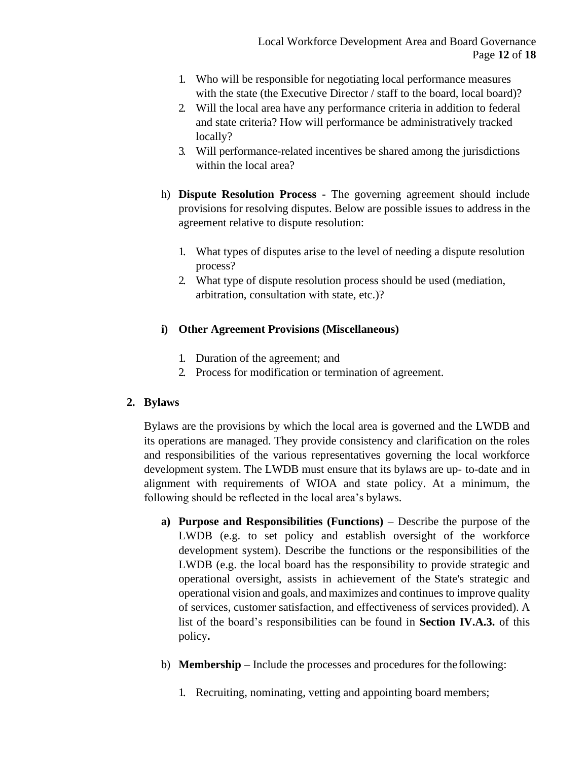1. Who will be responsible for negotiating local performance measures with the state (the Executive Director / staff to the board, local board)?
2. Will the local area have any performance criteria in addition to federal and state criteria? How will performance be administratively tracked locally?
3. Will performance-related incentives be shared among the jurisdictions within the local area?

h) **Dispute Resolution Process -** The governing agreement should include provisions for resolving disputes. Below are possible issues to address in the agreement relative to dispute resolution:

1. What types of disputes arise to the level of needing a dispute resolution process?
2. What type of dispute resolution process should be used (mediation, arbitration, consultation with state, etc.)?

**i) Other Agreement Provisions (Miscellaneous)**

1. Duration of the agreement; and
2. Process for modification or termination of agreement.

**2. Bylaws**

Bylaws are the provisions by which the local area is governed and the LWDB and its operations are managed. They provide consistency and clarification on the roles and responsibilities of the various representatives governing the local workforce development system. The LWDB must ensure that its bylaws are up- to-date and in alignment with requirements of WIOA and state policy. At a minimum, the following should be reflected in the local area's bylaws.

**a) Purpose and Responsibilities (Functions)** – Describe the purpose of the LWDB (e.g. to set policy and establish oversight of the workforce development system). Describe the functions or the responsibilities of the LWDB (e.g. the local board has the responsibility to provide strategic and operational oversight, assists in achievement of the State's strategic and operational vision and goals, and maximizes and continues to improve quality of services, customer satisfaction, and effectiveness of services provided). A list of the board's responsibilities can be found in **Section IV.A.3.** of this policy**.**

b) **Membership** – Include the processes and procedures for the following:

1. Recruiting, nominating, vetting and appointing board members;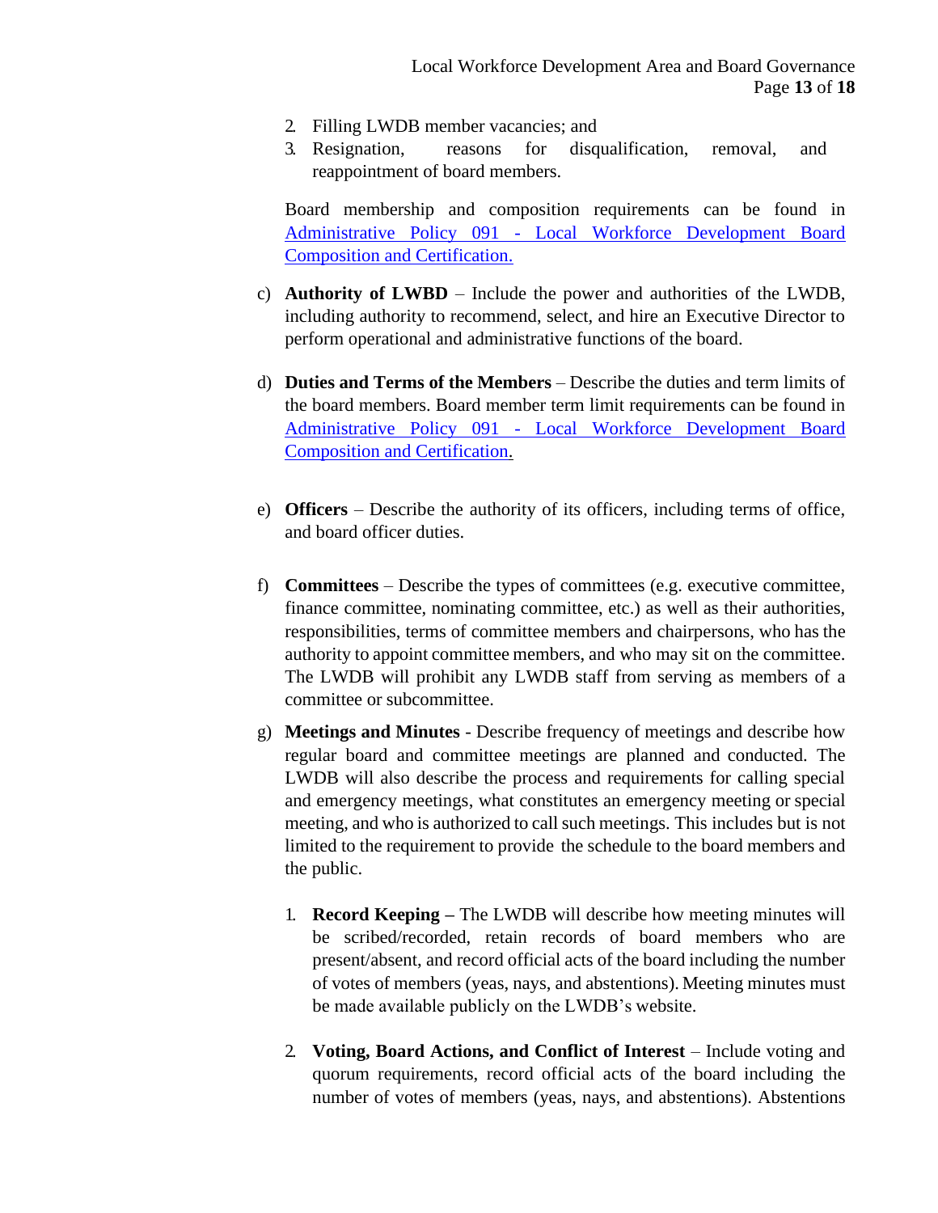2. Filling LWDB member vacancies; and
3. Resignation, reasons for disqualification, removal, and reappointment of board members.

Board membership and composition requirements can be found in [Administrative Policy 091 - Local Workforce Development Board Composition and Certification.]()

c) **Authority of LWBD** – Include the power and authorities of the LWDB, including authority to recommend, select, and hire an Executive Director to perform operational and administrative functions of the board.

d) **Duties and Terms of the Members** – Describe the duties and term limits of the board members. Board member term limit requirements can be found in [Administrative Policy 091 - Local Workforce Development Board Composition and Certification.]()

e) **Officers** – Describe the authority of its officers, including terms of office, and board officer duties.

f) **Committees** – Describe the types of committees (e.g. executive committee, finance committee, nominating committee, etc.) as well as their authorities, responsibilities, terms of committee members and chairpersons, who has the authority to appoint committee members, and who may sit on the committee. The LWDB will prohibit any LWDB staff from serving as members of a committee or subcommittee.

g) **Meetings and Minutes** - Describe frequency of meetings and describe how regular board and committee meetings are planned and conducted. The LWDB will also describe the process and requirements for calling special and emergency meetings, what constitutes an emergency meeting or special meeting, and who is authorized to call such meetings. This includes but is not limited to the requirement to provide the schedule to the board members and the public.

   1. **Record Keeping –** The LWDB will describe how meeting minutes will be scribed/recorded, retain records of board members who are present/absent, and record official acts of the board including the number of votes of members (yeas, nays, and abstentions). Meeting minutes must be made available publicly on the LWDB's website.

   2. **Voting, Board Actions, and Conflict of Interest** – Include voting and quorum requirements, record official acts of the board including the number of votes of members (yeas, nays, and abstentions). Abstentions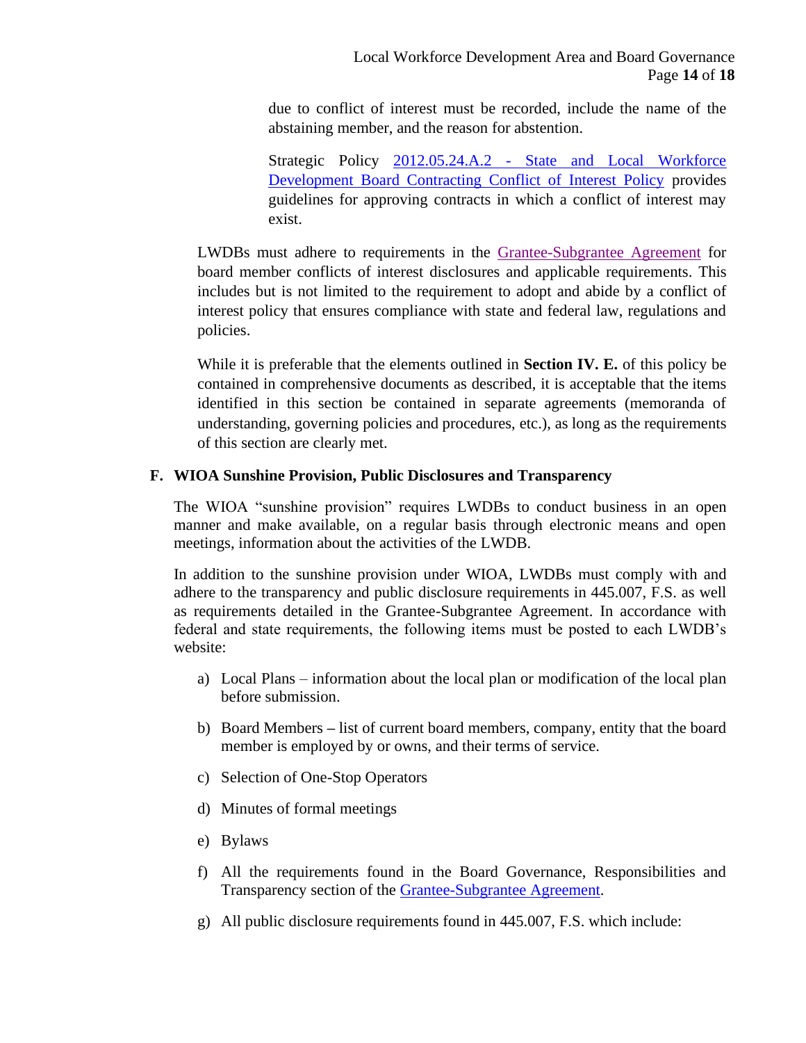due to conflict of interest must be recorded, include the name of the abstaining member, and the reason for abstention.

Strategic Policy 2012.05.24.A.2 - State and Local Workforce Development Board Contracting Conflict of Interest Policy provides guidelines for approving contracts in which a conflict of interest may exist.

LWDBs must adhere to requirements in the Grantee-Subgrantee Agreement for board member conflicts of interest disclosures and applicable requirements. This includes but is not limited to the requirement to adopt and abide by a conflict of interest policy that ensures compliance with state and federal law, regulations and policies.

While it is preferable that the elements outlined in **Section IV. E.** of this policy be contained in comprehensive documents as described, it is acceptable that the items identified in this section be contained in separate agreements (memoranda of understanding, governing policies and procedures, etc.), as long as the requirements of this section are clearly met.

## F. WIOA Sunshine Provision, Public Disclosures and Transparency

The WIOA "sunshine provision" requires LWDBs to conduct business in an open manner and make available, on a regular basis through electronic means and open meetings, information about the activities of the LWDB.

In addition to the sunshine provision under WIOA, LWDBs must comply with and adhere to the transparency and public disclosure requirements in 445.007, F.S. as well as requirements detailed in the Grantee-Subgrantee Agreement. In accordance with federal and state requirements, the following items must be posted to each LWDB's website:

a) Local Plans – information about the local plan or modification of the local plan before submission.

b) Board Members – list of current board members, company, entity that the board member is employed by or owns, and their terms of service.

c) Selection of One-Stop Operators

d) Minutes of formal meetings

e) Bylaws

f) All the requirements found in the Board Governance, Responsibilities and Transparency section of the Grantee-Subgrantee Agreement.

g) All public disclosure requirements found in 445.007, F.S. which include: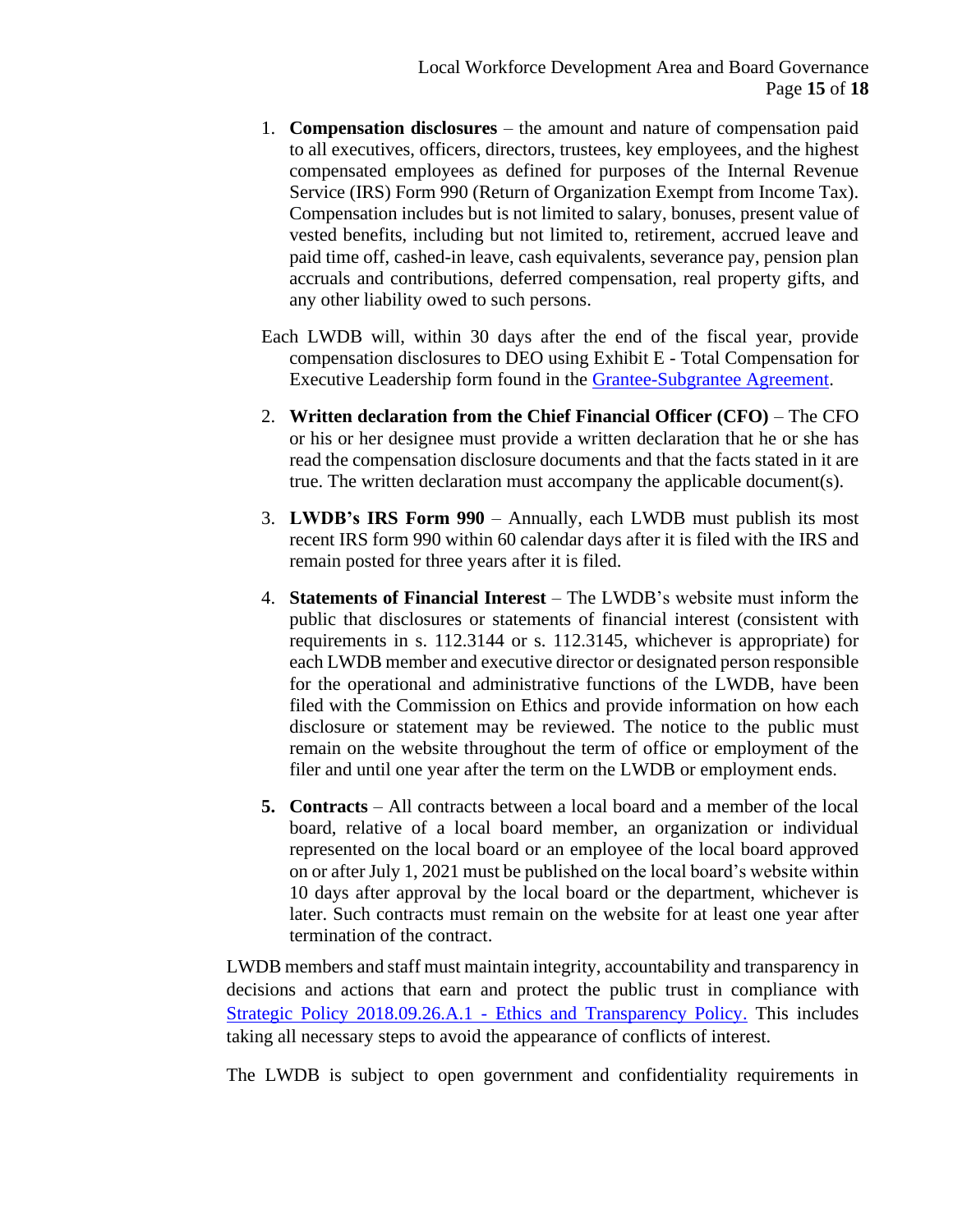1. **Compensation disclosures** – the amount and nature of compensation paid to all executives, officers, directors, trustees, key employees, and the highest compensated employees as defined for purposes of the Internal Revenue Service (IRS) Form 990 (Return of Organization Exempt from Income Tax). Compensation includes but is not limited to salary, bonuses, present value of vested benefits, including but not limited to, retirement, accrued leave and paid time off, cashed-in leave, cash equivalents, severance pay, pension plan accruals and contributions, deferred compensation, real property gifts, and any other liability owed to such persons.

   Each LWDB will, within 30 days after the end of the fiscal year, provide compensation disclosures to DEO using Exhibit E - Total Compensation for Executive Leadership form found in the Grantee-Subgrantee Agreement.

2. **Written declaration from the Chief Financial Officer (CFO)** – The CFO or his or her designee must provide a written declaration that he or she has read the compensation disclosure documents and that the facts stated in it are true. The written declaration must accompany the applicable document(s).

3. **LWDB's IRS Form 990** – Annually, each LWDB must publish its most recent IRS form 990 within 60 calendar days after it is filed with the IRS and remain posted for three years after it is filed.

4. **Statements of Financial Interest** – The LWDB's website must inform the public that disclosures or statements of financial interest (consistent with requirements in s. 112.3144 or s. 112.3145, whichever is appropriate) for each LWDB member and executive director or designated person responsible for the operational and administrative functions of the LWDB, have been filed with the Commission on Ethics and provide information on how each disclosure or statement may be reviewed. The notice to the public must remain on the website throughout the term of office or employment of the filer and until one year after the term on the LWDB or employment ends.

5. **Contracts** – All contracts between a local board and a member of the local board, relative of a local board member, an organization or individual represented on the local board or an employee of the local board approved on or after July 1, 2021 must be published on the local board's website within 10 days after approval by the local board or the department, whichever is later. Such contracts must remain on the website for at least one year after termination of the contract.

LWDB members and staff must maintain integrity, accountability and transparency in decisions and actions that earn and protect the public trust in compliance with Strategic Policy 2018.09.26.A.1 - Ethics and Transparency Policy. This includes taking all necessary steps to avoid the appearance of conflicts of interest.

The LWDB is subject to open government and confidentiality requirements in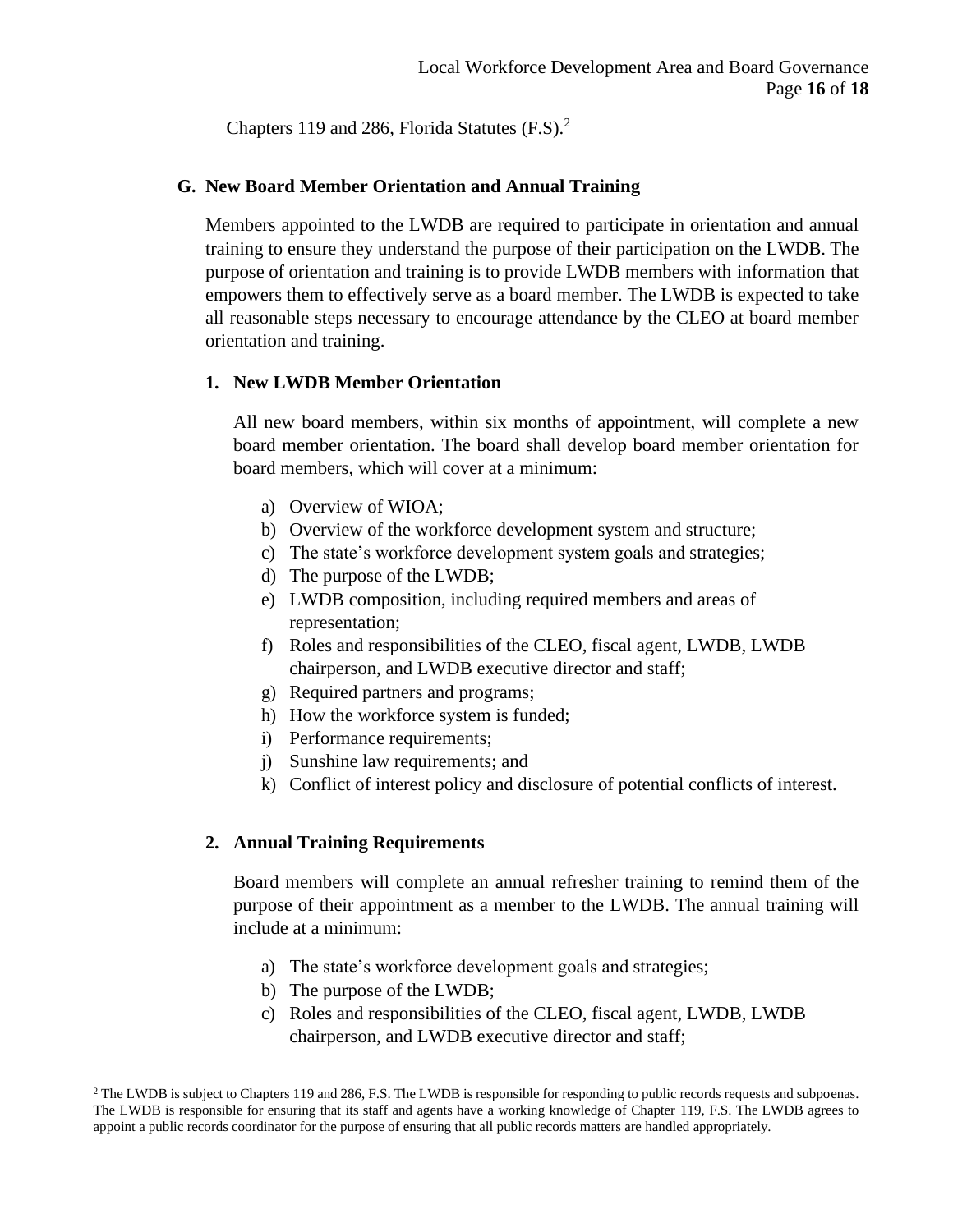Chapters 119 and 286, Florida Statutes (F.S).[2]

### G. New Board Member Orientation and Annual Training

Members appointed to the LWDB are required to participate in orientation and annual training to ensure they understand the purpose of their participation on the LWDB. The purpose of orientation and training is to provide LWDB members with information that empowers them to effectively serve as a board member. The LWDB is expected to take all reasonable steps necessary to encourage attendance by the CLEO at board member orientation and training.

#### 1. New LWDB Member Orientation

All new board members, within six months of appointment, will complete a new board member orientation. The board shall develop board member orientation for board members, which will cover at a minimum:

a) Overview of WIOA;
b) Overview of the workforce development system and structure;
c) The state's workforce development system goals and strategies;
d) The purpose of the LWDB;
e) LWDB composition, including required members and areas of representation;
f) Roles and responsibilities of the CLEO, fiscal agent, LWDB, LWDB chairperson, and LWDB executive director and staff;
g) Required partners and programs;
h) How the workforce system is funded;
i) Performance requirements;
j) Sunshine law requirements; and
k) Conflict of interest policy and disclosure of potential conflicts of interest.

#### 2. Annual Training Requirements

Board members will complete an annual refresher training to remind them of the purpose of their appointment as a member to the LWDB. The annual training will include at a minimum:

a) The state's workforce development goals and strategies;
b) The purpose of the LWDB;
c) Roles and responsibilities of the CLEO, fiscal agent, LWDB, LWDB chairperson, and LWDB executive director and staff;

---

[2] The LWDB is subject to Chapters 119 and 286, F.S. The LWDB is responsible for responding to public records requests and subpoenas. The LWDB is responsible for ensuring that its staff and agents have a working knowledge of Chapter 119, F.S. The LWDB agrees to appoint a public records coordinator for the purpose of ensuring that all public records matters are handled appropriately.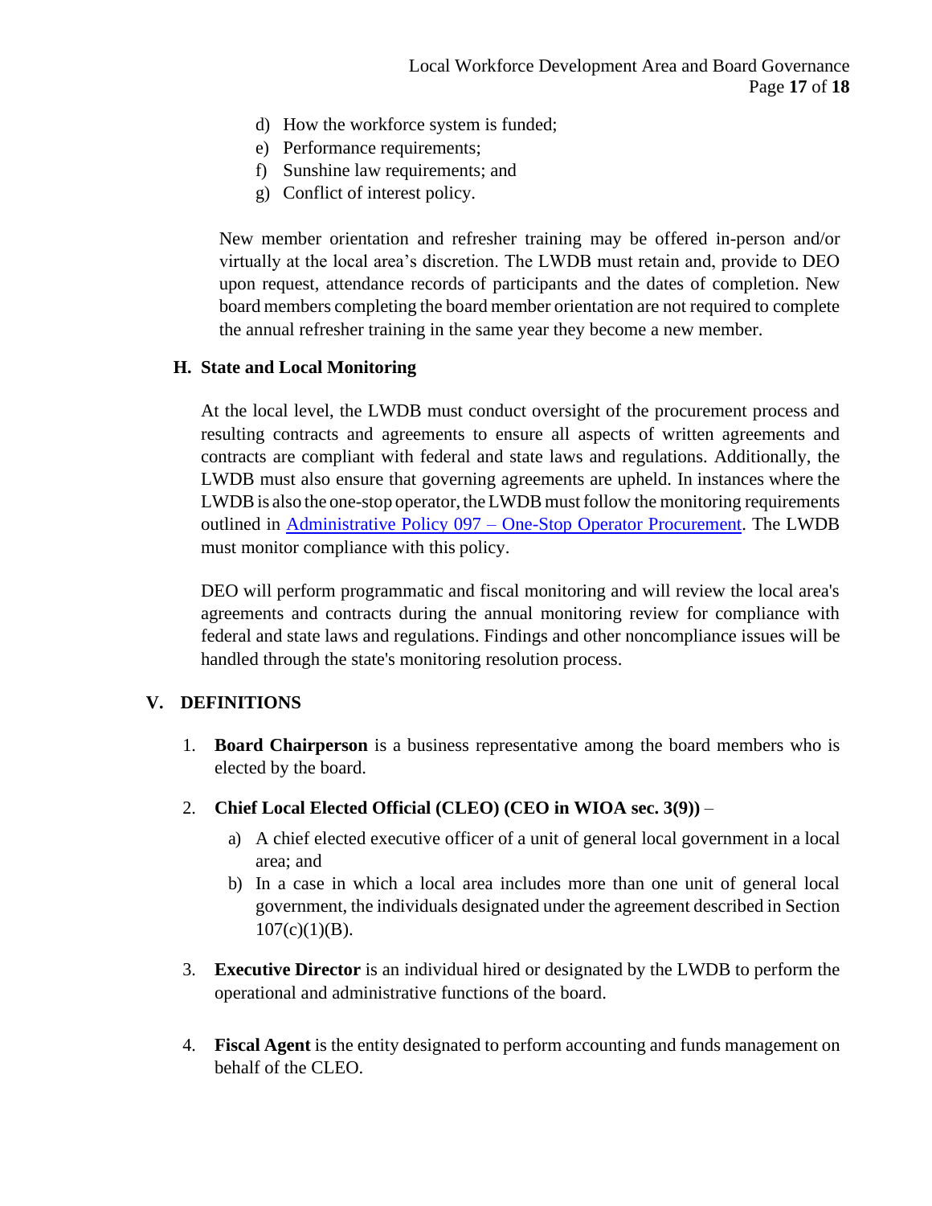d) How the workforce system is funded;
e) Performance requirements;
f) Sunshine law requirements; and
g) Conflict of interest policy.

New member orientation and refresher training may be offered in-person and/or virtually at the local area's discretion. The LWDB must retain and, provide to DEO upon request, attendance records of participants and the dates of completion. New board members completing the board member orientation are not required to complete the annual refresher training in the same year they become a new member.

### H. State and Local Monitoring

At the local level, the LWDB must conduct oversight of the procurement process and resulting contracts and agreements to ensure all aspects of written agreements and contracts are compliant with federal and state laws and regulations. Additionally, the LWDB must also ensure that governing agreements are upheld. In instances where the LWDB is also the one-stop operator, the LWDB must follow the monitoring requirements outlined in Administrative Policy 097 – One-Stop Operator Procurement. The LWDB must monitor compliance with this policy.

DEO will perform programmatic and fiscal monitoring and will review the local area's agreements and contracts during the annual monitoring review for compliance with federal and state laws and regulations. Findings and other noncompliance issues will be handled through the state's monitoring resolution process.

## V. DEFINITIONS

1. **Board Chairperson** is a business representative among the board members who is elected by the board.

2. **Chief Local Elected Official (CLEO) (CEO in WIOA sec. 3(9))** –
   a) A chief elected executive officer of a unit of general local government in a local area; and
   b) In a case in which a local area includes more than one unit of general local government, the individuals designated under the agreement described in Section 107(c)(1)(B).

3. **Executive Director** is an individual hired or designated by the LWDB to perform the operational and administrative functions of the board.

4. **Fiscal Agent** is the entity designated to perform accounting and funds management on behalf of the CLEO.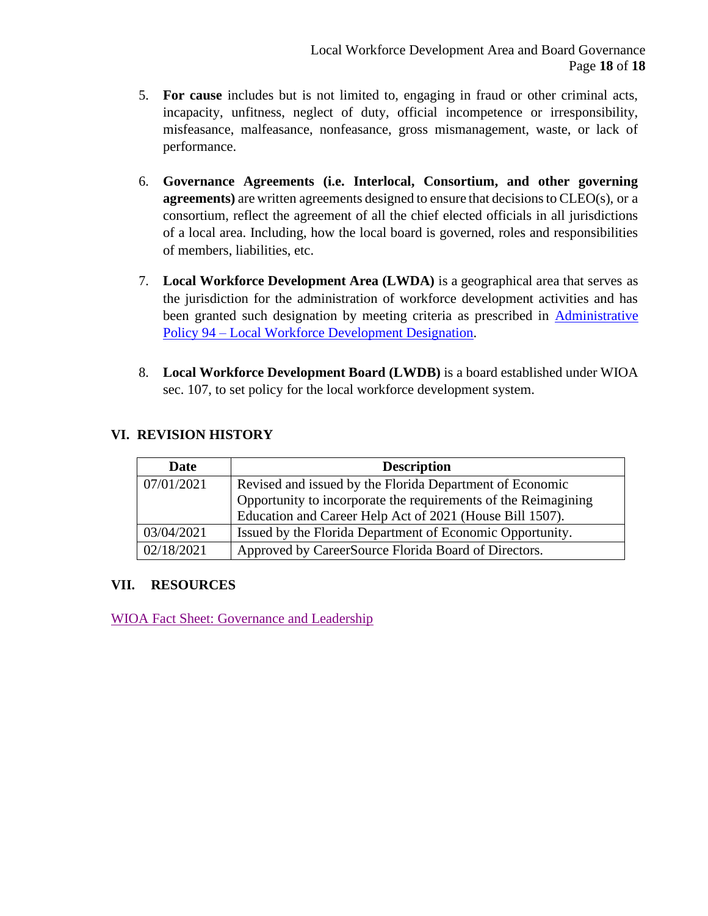5. **For cause** includes but is not limited to, engaging in fraud or other criminal acts, incapacity, unfitness, neglect of duty, official incompetence or irresponsibility, misfeasance, malfeasance, nonfeasance, gross mismanagement, waste, or lack of performance.

6. **Governance Agreements (i.e. Interlocal, Consortium, and other governing agreements)** are written agreements designed to ensure that decisions to CLEO(s), or a consortium, reflect the agreement of all the chief elected officials in all jurisdictions of a local area. Including, how the local board is governed, roles and responsibilities of members, liabilities, etc.

7. **Local Workforce Development Area (LWDA)** is a geographical area that serves as the jurisdiction for the administration of workforce development activities and has been granted such designation by meeting criteria as prescribed in [Administrative Policy 94 – Local Workforce Development Designation](Administrative Policy 94 – Local Workforce Development Designation).

8. **Local Workforce Development Board (LWDB)** is a board established under WIOA sec. 107, to set policy for the local workforce development system.

## VI. REVISION HISTORY

| Date | Description |
|---|---|
| 07/01/2021 | Revised and issued by the Florida Department of Economic Opportunity to incorporate the requirements of the Reimagining Education and Career Help Act of 2021 (House Bill 1507). |
| 03/04/2021 | Issued by the Florida Department of Economic Opportunity. |
| 02/18/2021 | Approved by CareerSource Florida Board of Directors. |

## VII. RESOURCES

[WIOA Fact Sheet: Governance and Leadership](WIOA Fact Sheet: Governance and Leadership)